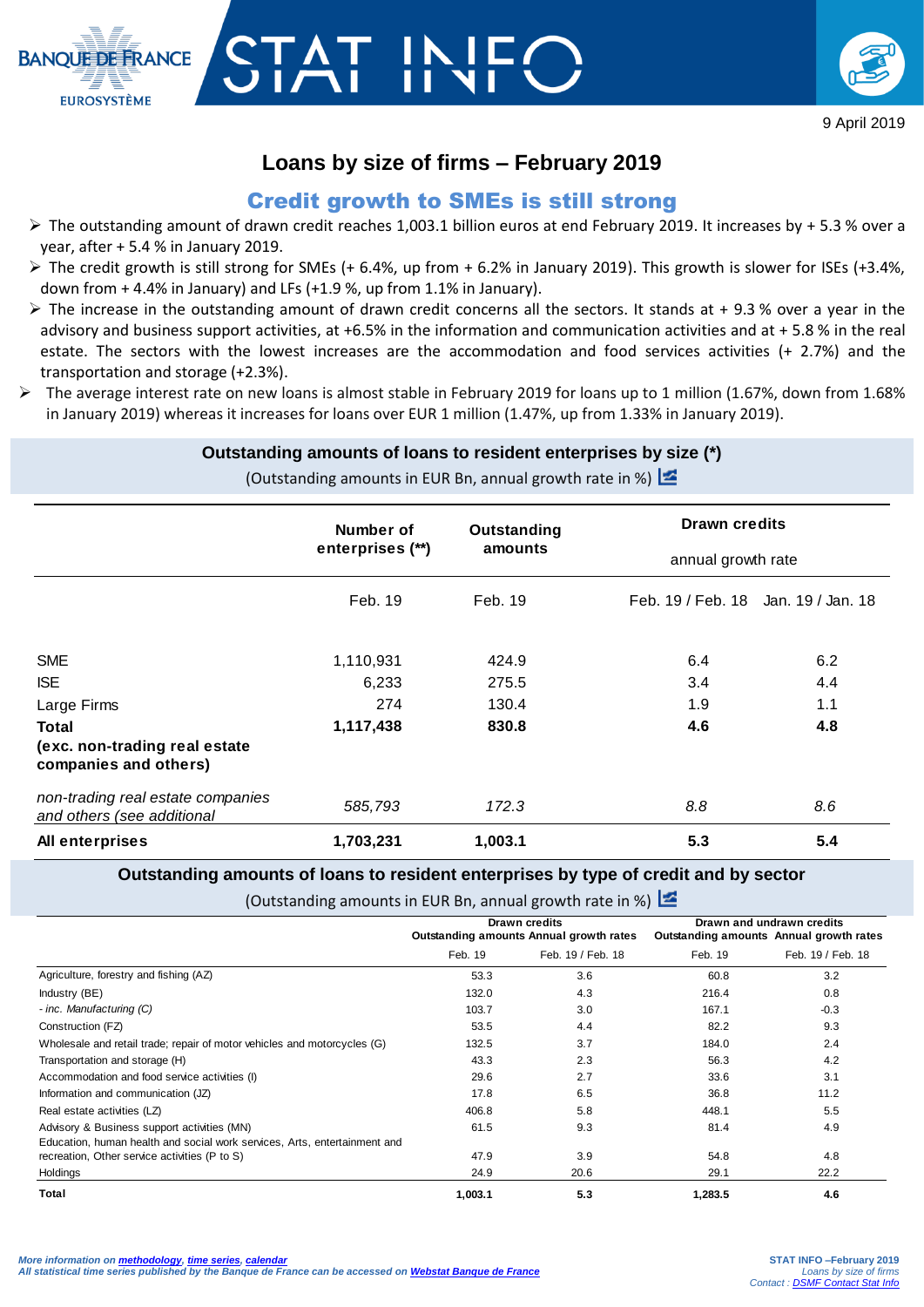BANQUE DE FRANCE
EUROSYSTÈME

# STAT INFO

9 April 2019

## Loans by size of firms – February 2019

### Credit growth to SMEs is still strong

- The outstanding amount of drawn credit reaches 1,003.1 billion euros at end February 2019. It increases by + 5.3 % over a year, after + 5.4 % in January 2019.
- The credit growth is still strong for SMEs (+ 6.4%, up from + 6.2% in January 2019). This growth is slower for ISEs (+3.4%, down from + 4.4% in January) and LFs (+1.9 %, up from 1.1% in January).
- The increase in the outstanding amount of drawn credit concerns all the sectors. It stands at + 9.3 % over a year in the advisory and business support activities, at +6.5% in the information and communication activities and at + 5.8 % in the real estate. The sectors with the lowest increases are the accommodation and food services activities (+ 2.7%) and the transportation and storage (+2.3%).
- The average interest rate on new loans is almost stable in February 2019 for loans up to 1 million (1.67%, down from 1.68% in January 2019) whereas it increases for loans over EUR 1 million (1.47%, up from 1.33% in January 2019).

**Outstanding amounts of loans to resident enterprises by size (*)**

(Outstanding amounts in EUR Bn, annual growth rate in %)

| | Number of enterprises (**) | Outstanding amounts | Drawn credits annual growth rate | |
|---|---|---|---|---|
| | Feb. 19 | Feb. 19 | Feb. 19 / Feb. 18 | Jan. 19 / Jan. 18 |
| SME | 1,110,931 | 424.9 | 6.4 | 6.2 |
| ISE | 6,233 | 275.5 | 3.4 | 4.4 |
| Large Firms | 274 | 130.4 | 1.9 | 1.1 |
| **Total (exc. non-trading real estate companies and others)** | **1,117,438** | **830.8** | **4.6** | **4.8** |
| *non-trading real estate companies and others (see additional* | *585,793* | *172.3* | *8.8* | *8.6* |
| **All enterprises** | **1,703,231** | **1,003.1** | **5.3** | **5.4** |

**Outstanding amounts of loans to resident enterprises by type of credit and by sector**

(Outstanding amounts in EUR Bn, annual growth rate in %)

| | Drawn credits | | Drawn and undrawn credits | |
|---|---|---|---|---|
| | Outstanding amounts | Annual growth rates | Outstanding amounts | Annual growth rates |
| | Feb. 19 | Feb. 19 / Feb. 18 | Feb. 19 | Feb. 19 / Feb. 18 |
| Agriculture, forestry and fishing (AZ) | 53.3 | 3.6 | 60.8 | 3.2 |
| Industry (BE) | 132.0 | 4.3 | 216.4 | 0.8 |
| *- inc. Manufacturing (C)* | 103.7 | 3.0 | 167.1 | -0.3 |
| Construction (FZ) | 53.5 | 4.4 | 82.2 | 9.3 |
| Wholesale and retail trade; repair of motor vehicles and motorcycles (G) | 132.5 | 3.7 | 184.0 | 2.4 |
| Transportation and storage (H) | 43.3 | 2.3 | 56.3 | 4.2 |
| Accommodation and food service activities (I) | 29.6 | 2.7 | 33.6 | 3.1 |
| Information and communication (JZ) | 17.8 | 6.5 | 36.8 | 11.2 |
| Real estate activities (LZ) | 406.8 | 5.8 | 448.1 | 5.5 |
| Advisory & Business support activities (MN) | 61.5 | 9.3 | 81.4 | 4.9 |
| Education, human health and social work services, Arts, entertainment and recreation, Other service activities (P to S) | 47.9 | 3.9 | 54.8 | 4.8 |
| Holdings | 24.9 | 20.6 | 29.1 | 22.2 |
| **Total** | **1,003.1** | **5.3** | **1,283.5** | **4.6** |

*More information on methodology, time series, calendar*
*All statistical time series published by the Banque de France can be accessed on Webstat Banque de France*

STAT INFO –February 2019
*Loans by size of firms*
*Contact : DSMF Contact Stat Info*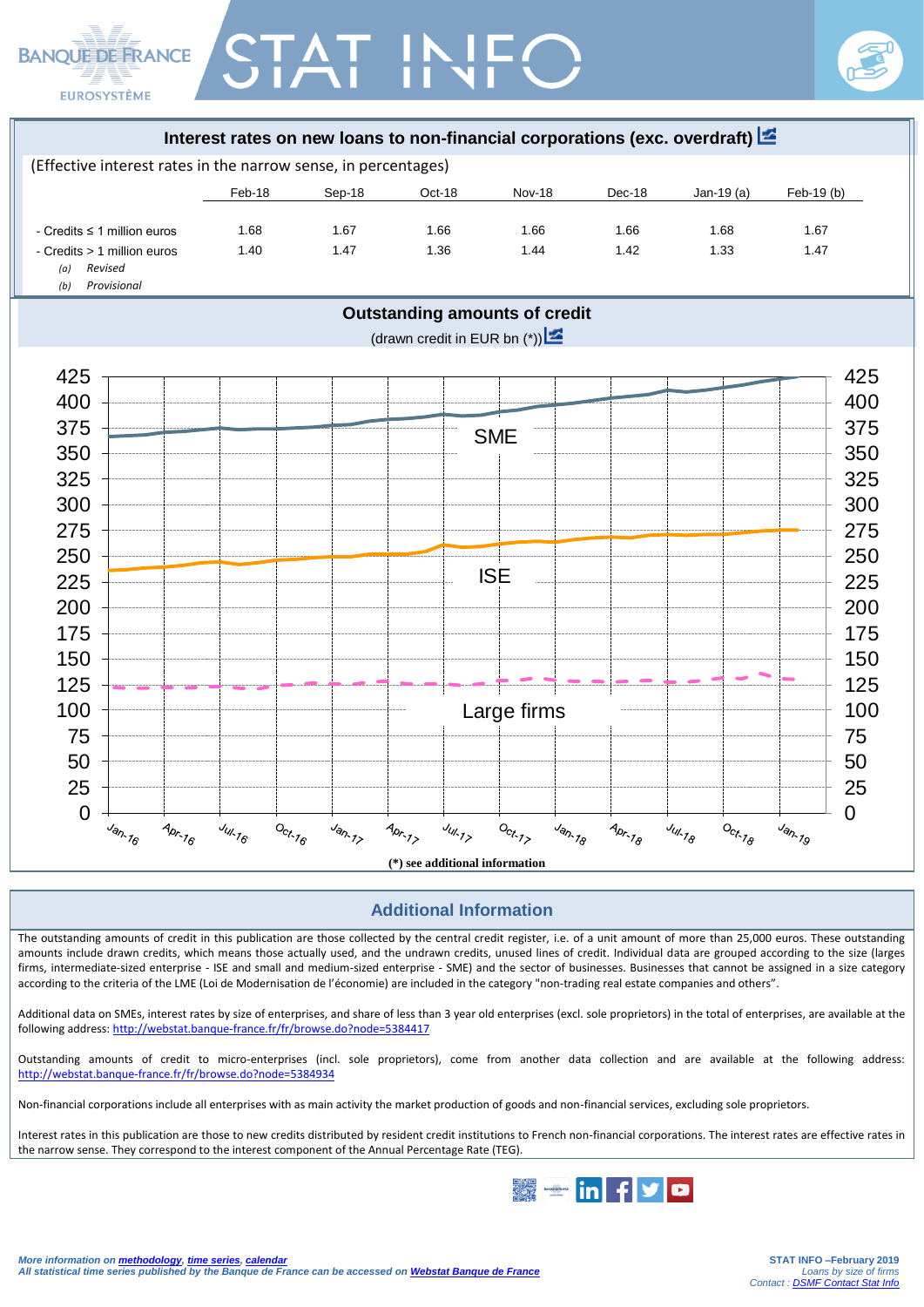## Interest rates on new loans to non-financial corporations (exc. overdraft)

(Effective interest rates in the narrow sense, in percentages)

| | Feb-18 | Sep-18 | Oct-18 | Nov-18 | Dec-18 | Jan-19 (a) | Feb-19 (b) |
|---|---|---|---|---|---|---|---|
| - Credits ≤ 1 million euros | 1.68 | 1.67 | 1.66 | 1.66 | 1.66 | 1.68 | 1.67 |
| - Credits > 1 million euros | 1.40 | 1.47 | 1.36 | 1.44 | 1.42 | 1.33 | 1.47 |

*(a) Revised*
*(b) Provisional*

## Outstanding amounts of credit

(drawn credit in EUR bn (*))

425
400
375
350
325
300
275
250
225
200
175
150
125
100
75
50
25
0

SME
ISE
Large firms

Jan-16, Apr-16, Jul-16, Oct-16, Jan-17, Apr-17, Jul-17, Oct-17, Jan-18, Apr-18, Jul-18, Oct-18, Jan-19

**(*) see additional information**

## Additional Information

The outstanding amounts of credit in this publication are those collected by the central credit register, i.e. of a unit amount of more than 25,000 euros. These outstanding amounts include drawn credits, which means those actually used, and the undrawn credits, unused lines of credit. Individual data are grouped according to the size (large firms, intermediate-sized enterprise - ISE and small and medium-sized enterprise - SME) and the sector of businesses. Businesses that cannot be assigned in a size category according to the criteria of the LME (Loi de Modernisation de l'économie) are included in the category "non-trading real estate companies and others".

Additional data on SMEs, interest rates by size of enterprises, and share of less than 3 year old enterprises (excl. sole proprietors) in the total of enterprises, are available at the following address: http://webstat.banque-france.fr/fr/browse.do?node=5384417

Outstanding amounts of credit to micro-enterprises (incl. sole proprietors), come from another data collection and are available at the following address: http://webstat.banque-france.fr/fr/browse.do?node=5384934

Non-financial corporations include all enterprises with as main activity the market production of goods and non-financial services, excluding sole proprietors.

Interest rates in this publication are those to new credits distributed by resident credit institutions to French non-financial corporations. The interest rates are effective rates in the narrow sense. They correspond to the interest component of the Annual Percentage Rate (TEG).

*More information on **methodology**, **time series**, **calendar***
*All statistical time series published by the Banque de France can be accessed on **Webstat Banque de France***

**STAT INFO –February 2019**
*Loans by size of firms*
*Contact : DSMF Contact Stat Info*